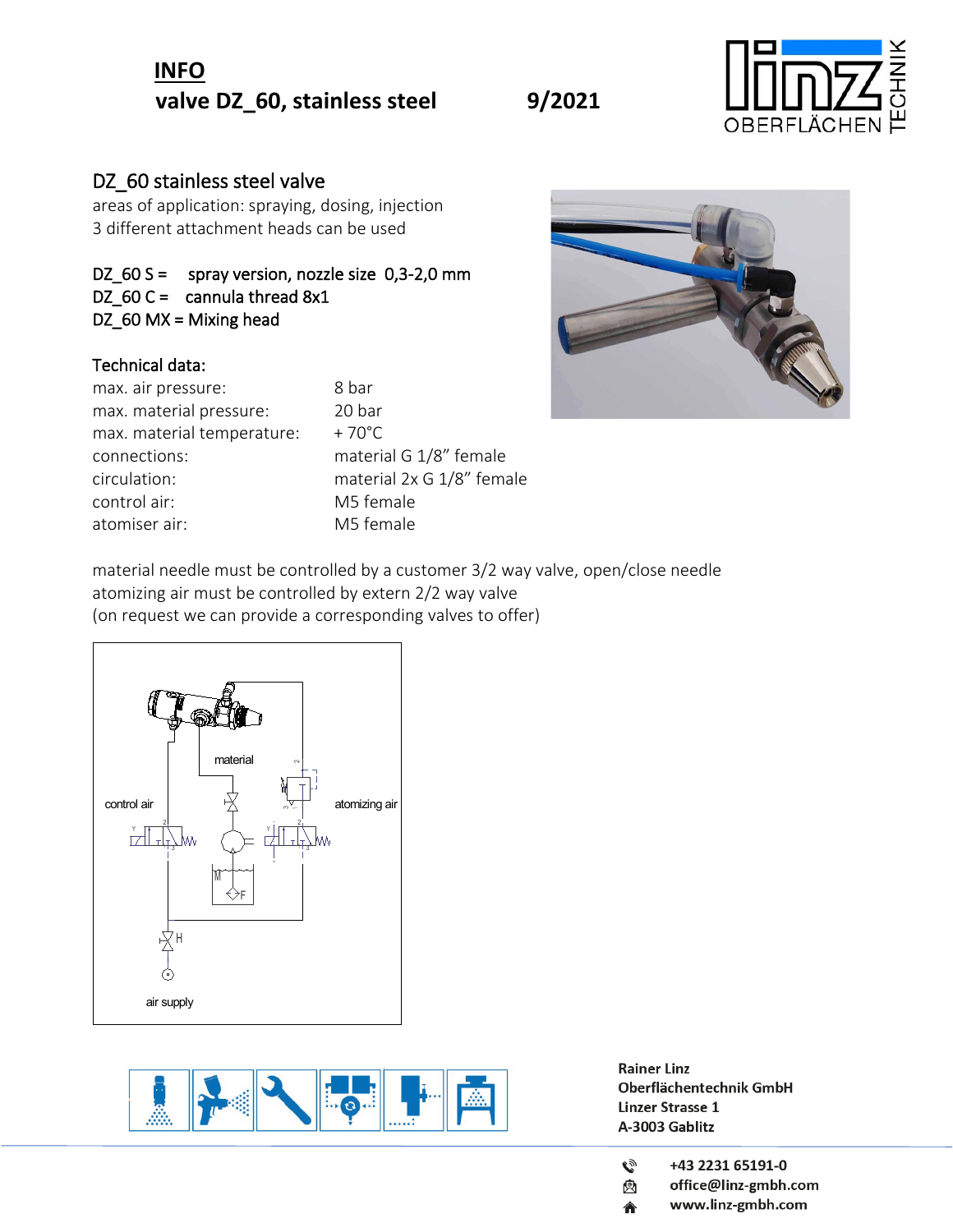**INFO**

**valve DZ_60, stainless steel** **9/2021**

## DZ_60 stainless steel valve

areas of application: spraying, dosing, injection
3 different attachment heads can be used

DZ_60 S = spray version, nozzle size 0,3-2,0 mm
DZ_60 C = cannula thread 8x1
DZ_60 MX = Mixing head

### Technical data:

| | |
|---|---|
| max. air pressure: | 8 bar |
| max. material pressure: | 20 bar |
| max. material temperature: | + 70°C |
| connections: | material G 1/8" female |
| circulation: | material 2x G 1/8" female |
| control air: | M5 female |
| atomiser air: | M5 female |

material needle must be controlled by a customer 3/2 way valve, open/close needle
atomizing air must be controlled by extern 2/2 way valve
(on request we can provide a corresponding valves to offer)

material

control air

atomizing air

air supply

**Rainer Linz**
**Oberflächentechnik GmbH**
**Linzer Strasse 1**
**A-3003 Gablitz**

**+43 2231 65191-0**
**office@linz-gmbh.com**
**www.linz-gmbh.com**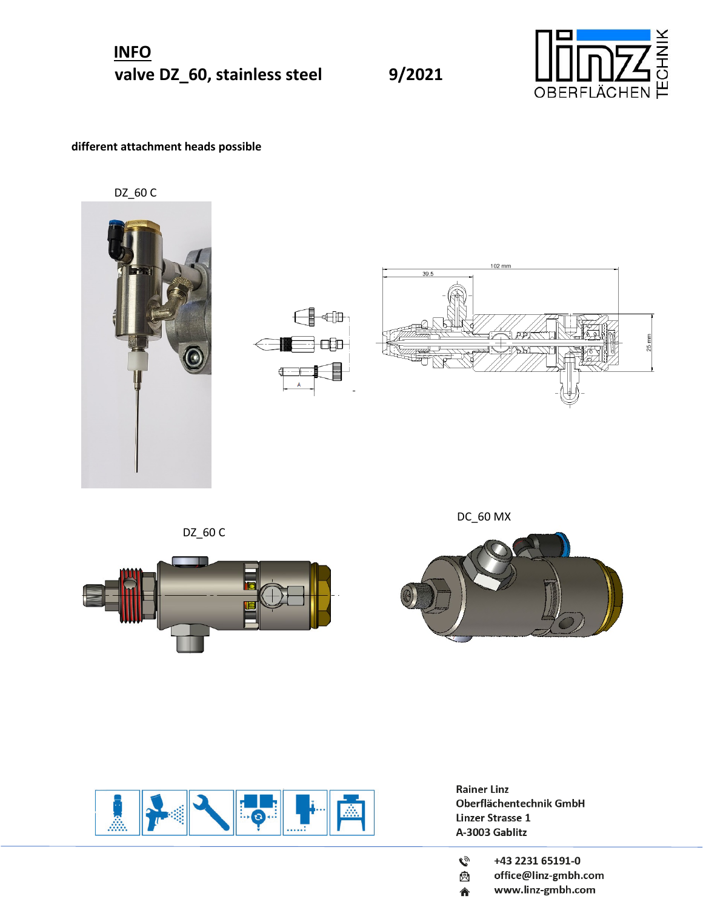# INFO

## valve DZ_60, stainless steel 9/2021

**different attachment heads possible**

DZ_60 C

DZ_60 C

DC_60 MX

**Rainer Linz**
**Oberflächentechnik GmbH**
**Linzer Strasse 1**
**A-3003 Gablitz**

+43 2231 65191-0
office@linz-gmbh.com
www.linz-gmbh.com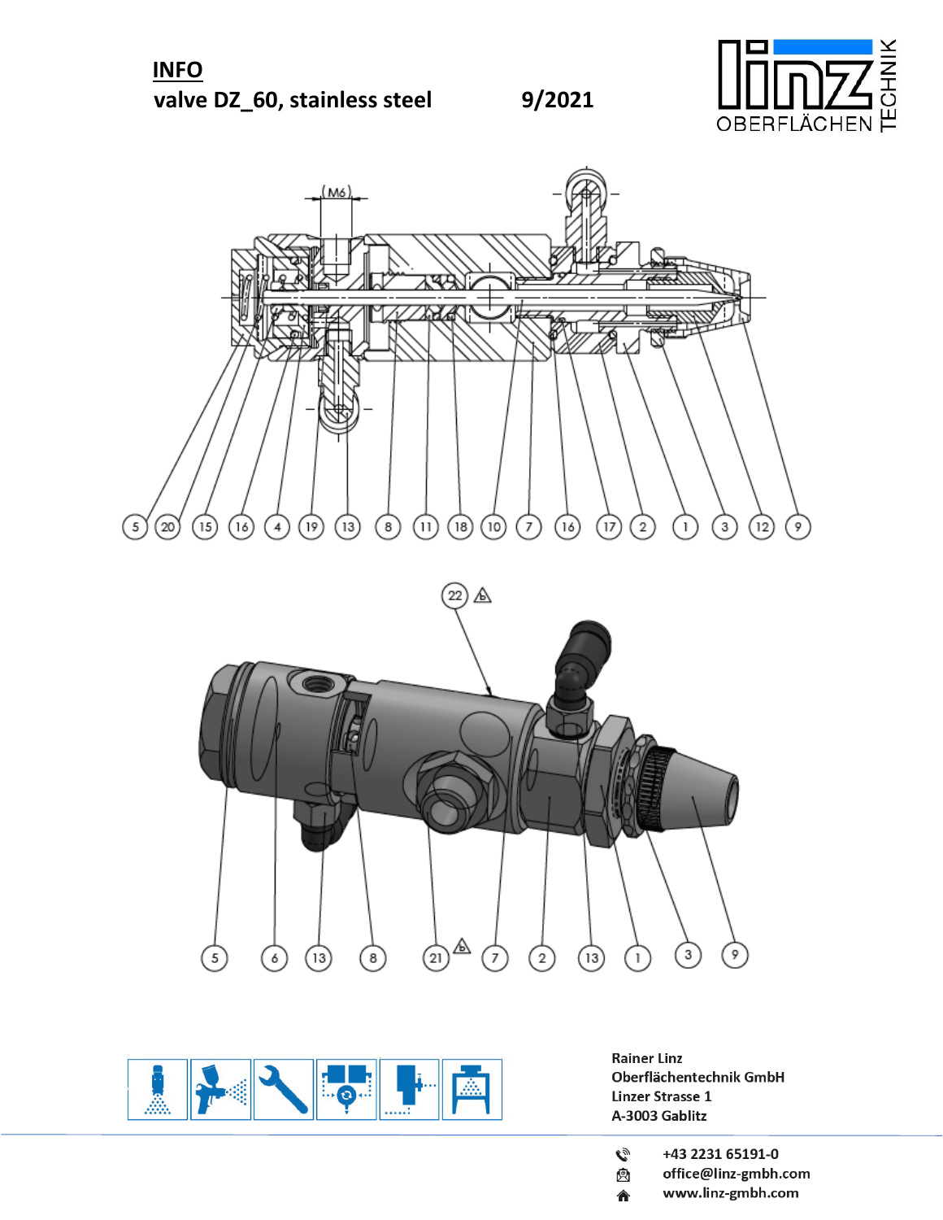**INFO**

**valve DZ_60, stainless steel** **9/2021**

(M6)

5 20 15 16 4 19 13 8 11 18 10 7 16 17 2 1 3 12 9

22

5 6 13 8 21 7 2 13 1 3 9

Rainer Linz
Oberflächentechnik GmbH
Linzer Strasse 1
A-3003 Gablitz

+43 2231 65191-0
office@linz-gmbh.com
www.linz-gmbh.com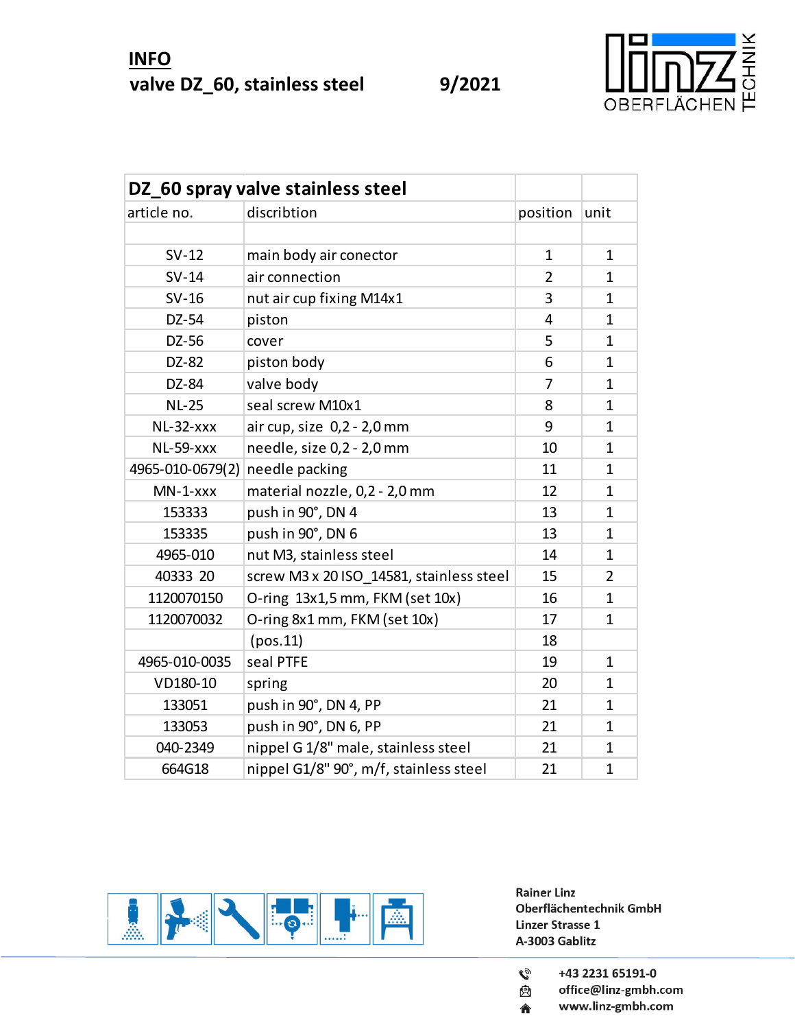**INFO**

**valve DZ_60, stainless steel** **9/2021**

| DZ_60 spray valve stainless steel | | | |
|---|---|---|---|
| article no. | discribtion | position | unit |
| | | | |
| SV-12 | main body air conector | 1 | 1 |
| SV-14 | air connection | 2 | 1 |
| SV-16 | nut air cup fixing M14x1 | 3 | 1 |
| DZ-54 | piston | 4 | 1 |
| DZ-56 | cover | 5 | 1 |
| DZ-82 | piston body | 6 | 1 |
| DZ-84 | valve body | 7 | 1 |
| NL-25 | seal screw M10x1 | 8 | 1 |
| NL-32-xxx | air cup, size 0,2 - 2,0 mm | 9 | 1 |
| NL-59-xxx | needle, size 0,2 - 2,0 mm | 10 | 1 |
| 4965-010-0679(2) | needle packing | 11 | 1 |
| MN-1-xxx | material nozzle, 0,2 - 2,0 mm | 12 | 1 |
| 153333 | push in 90°, DN 4 | 13 | 1 |
| 153335 | push in 90°, DN 6 | 13 | 1 |
| 4965-010 | nut M3, stainless steel | 14 | 1 |
| 40333 20 | screw M3 x 20 ISO_14581, stainless steel | 15 | 2 |
| 1120070150 | O-ring 13x1,5 mm, FKM (set 10x) | 16 | 1 |
| 1120070032 | O-ring 8x1 mm, FKM (set 10x) | 17 | 1 |
| | (pos.11) | 18 | |
| 4965-010-0035 | seal PTFE | 19 | 1 |
| VD180-10 | spring | 20 | 1 |
| 133051 | push in 90°, DN 4, PP | 21 | 1 |
| 133053 | push in 90°, DN 6, PP | 21 | 1 |
| 040-2349 | nippel G 1/8" male, stainless steel | 21 | 1 |
| 664G18 | nippel G1/8" 90°, m/f, stainless steel | 21 | 1 |

**Rainer Linz**
**Oberflächentechnik GmbH**
**Linzer Strasse 1**
**A-3003 Gablitz**

+43 2231 65191-0
office@linz-gmbh.com
www.linz-gmbh.com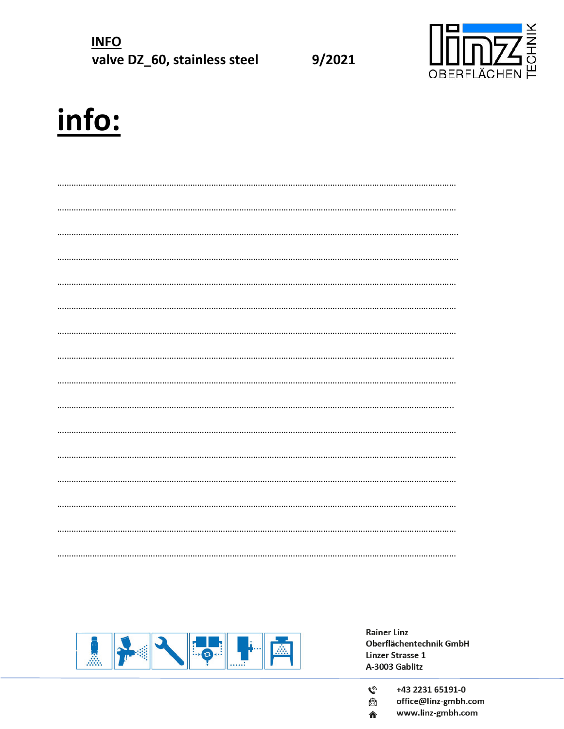# info:

........................................................................................................................................................

........................................................................................................................................................

........................................................................................................................................................

........................................................................................................................................................

........................................................................................................................................................

........................................................................................................................................................

........................................................................................................................................................

........................................................................................................................................................

........................................................................................................................................................

........................................................................................................................................................

........................................................................................................................................................

........................................................................................................................................................

........................................................................................................................................................

........................................................................................................................................................

........................................................................................................................................................

........................................................................................................................................................